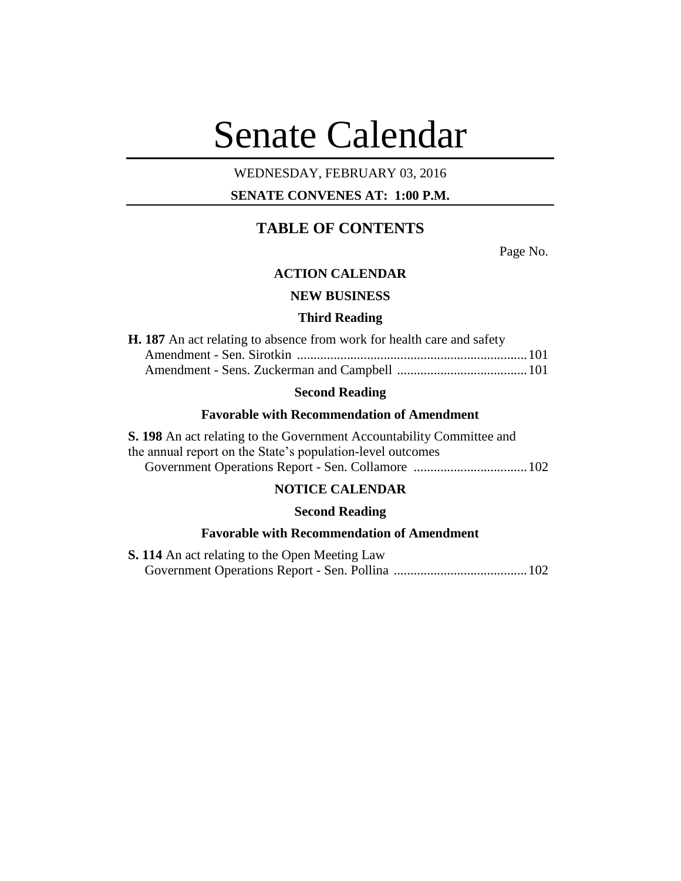# Senate Calendar

WEDNESDAY, FEBRUARY 03, 2016

**SENATE CONVENES AT: 1:00 P.M.**

## TABLE OF CONTENTS

Page No.

### ACTION CALENDAR

### NEW BUSINESS

#### Third Reading

**H. 187** An act relating to absence from work for health care and safety
Amendment - Sen. Sirotkin ..................................................................... 101
Amendment - Sens. Zuckerman and Campbell ....................................... 101

#### Second Reading

#### Favorable with Recommendation of Amendment

**S. 198** An act relating to the Government Accountability Committee and the annual report on the State's population-level outcomes
Government Operations Report - Sen. Collamore .................................. 102

### NOTICE CALENDAR

#### Second Reading

#### Favorable with Recommendation of Amendment

**S. 114** An act relating to the Open Meeting Law
Government Operations Report - Sen. Pollina ........................................ 102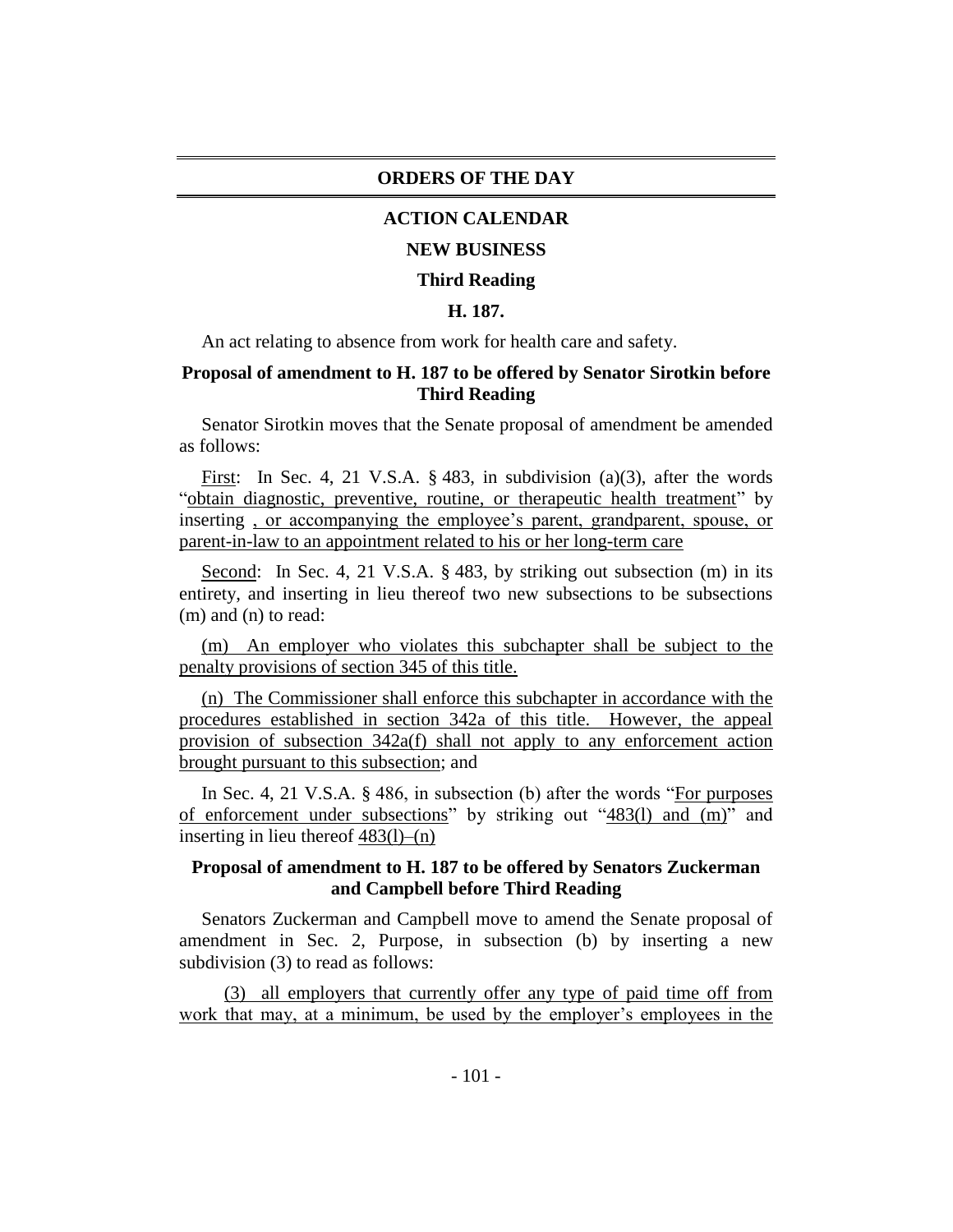## ORDERS OF THE DAY

### ACTION CALENDAR

### NEW BUSINESS

### Third Reading

### H. 187.

An act relating to absence from work for health care and safety.

**Proposal of amendment to H. 187 to be offered by Senator Sirotkin before Third Reading**

Senator Sirotkin moves that the Senate proposal of amendment be amended as follows:

First: In Sec. 4, 21 V.S.A. § 483, in subdivision (a)(3), after the words "obtain diagnostic, preventive, routine, or therapeutic health treatment" by inserting , or accompanying the employee's parent, grandparent, spouse, or parent-in-law to an appointment related to his or her long-term care

Second: In Sec. 4, 21 V.S.A. § 483, by striking out subsection (m) in its entirety, and inserting in lieu thereof two new subsections to be subsections (m) and (n) to read:

(m) An employer who violates this subchapter shall be subject to the penalty provisions of section 345 of this title.

(n) The Commissioner shall enforce this subchapter in accordance with the procedures established in section 342a of this title. However, the appeal provision of subsection 342a(f) shall not apply to any enforcement action brought pursuant to this subsection; and

In Sec. 4, 21 V.S.A. § 486, in subsection (b) after the words "For purposes of enforcement under subsections" by striking out "483(l) and (m)" and inserting in lieu thereof 483(l)–(n)

**Proposal of amendment to H. 187 to be offered by Senators Zuckerman and Campbell before Third Reading**

Senators Zuckerman and Campbell move to amend the Senate proposal of amendment in Sec. 2, Purpose, in subsection (b) by inserting a new subdivision (3) to read as follows:

(3) all employers that currently offer any type of paid time off from work that may, at a minimum, be used by the employer's employees in the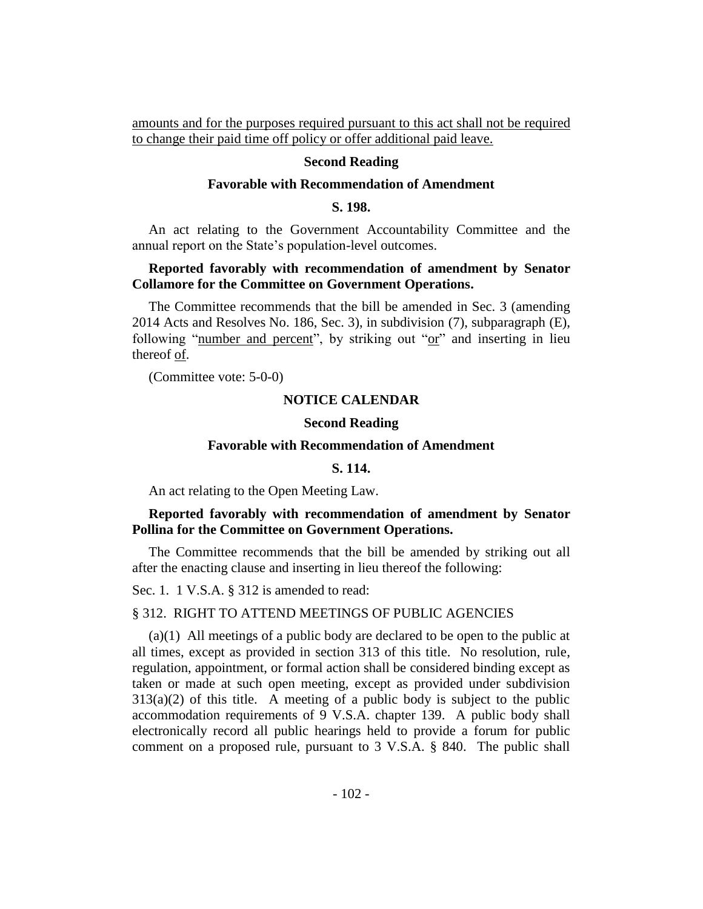amounts and for the purposes required pursuant to this act shall not be required to change their paid time off policy or offer additional paid leave.

**Second Reading**

**Favorable with Recommendation of Amendment**

**S. 198.**

An act relating to the Government Accountability Committee and the annual report on the State's population-level outcomes.

**Reported favorably with recommendation of amendment by Senator Collamore for the Committee on Government Operations.**

The Committee recommends that the bill be amended in Sec. 3 (amending 2014 Acts and Resolves No. 186, Sec. 3), in subdivision (7), subparagraph (E), following "number and percent", by striking out "or" and inserting in lieu thereof of.

(Committee vote: 5-0-0)

**NOTICE CALENDAR**

**Second Reading**

**Favorable with Recommendation of Amendment**

**S. 114.**

An act relating to the Open Meeting Law.

**Reported favorably with recommendation of amendment by Senator Pollina for the Committee on Government Operations.**

The Committee recommends that the bill be amended by striking out all after the enacting clause and inserting in lieu thereof the following:

Sec. 1. 1 V.S.A. § 312 is amended to read:

§ 312. RIGHT TO ATTEND MEETINGS OF PUBLIC AGENCIES

(a)(1) All meetings of a public body are declared to be open to the public at all times, except as provided in section 313 of this title. No resolution, rule, regulation, appointment, or formal action shall be considered binding except as taken or made at such open meeting, except as provided under subdivision 313(a)(2) of this title. A meeting of a public body is subject to the public accommodation requirements of 9 V.S.A. chapter 139. A public body shall electronically record all public hearings held to provide a forum for public comment on a proposed rule, pursuant to 3 V.S.A. § 840. The public shall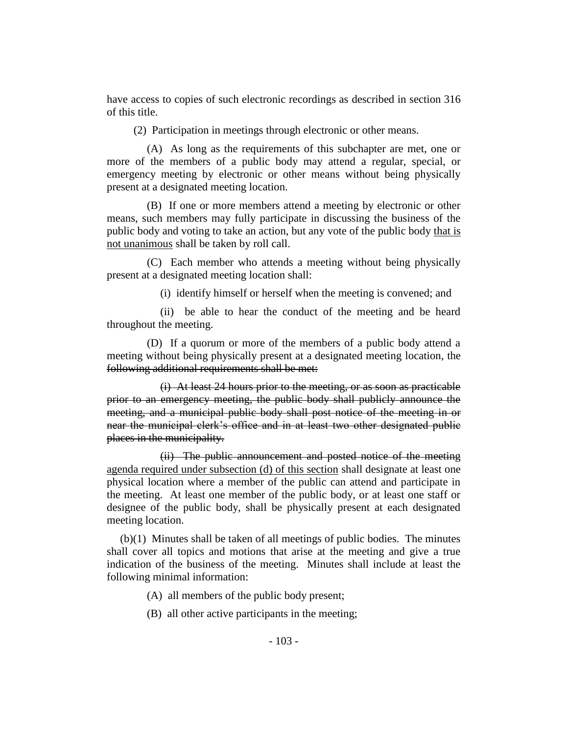have access to copies of such electronic recordings as described in section 316 of this title.

(2) Participation in meetings through electronic or other means.

(A) As long as the requirements of this subchapter are met, one or more of the members of a public body may attend a regular, special, or emergency meeting by electronic or other means without being physically present at a designated meeting location.

(B) If one or more members attend a meeting by electronic or other means, such members may fully participate in discussing the business of the public body and voting to take an action, but any vote of the public body <u>that is not unanimous</u> shall be taken by roll call.

(C) Each member who attends a meeting without being physically present at a designated meeting location shall:

(i) identify himself or herself when the meeting is convened; and

(ii) be able to hear the conduct of the meeting and be heard throughout the meeting.

(D) If a quorum or more of the members of a public body attend a meeting without being physically present at a designated meeting location, the ~~following additional requirements shall be met:~~

~~(i) At least 24 hours prior to the meeting, or as soon as practicable prior to an emergency meeting, the public body shall publicly announce the meeting, and a municipal public body shall post notice of the meeting in or near the municipal clerk's office and in at least two other designated public places in the municipality.~~

~~(ii) The public announcement and posted notice of the meeting~~ <u>agenda required under subsection (d) of this section</u> shall designate at least one physical location where a member of the public can attend and participate in the meeting. At least one member of the public body, or at least one staff or designee of the public body, shall be physically present at each designated meeting location.

(b)(1) Minutes shall be taken of all meetings of public bodies. The minutes shall cover all topics and motions that arise at the meeting and give a true indication of the business of the meeting. Minutes shall include at least the following minimal information:

(A) all members of the public body present;

(B) all other active participants in the meeting;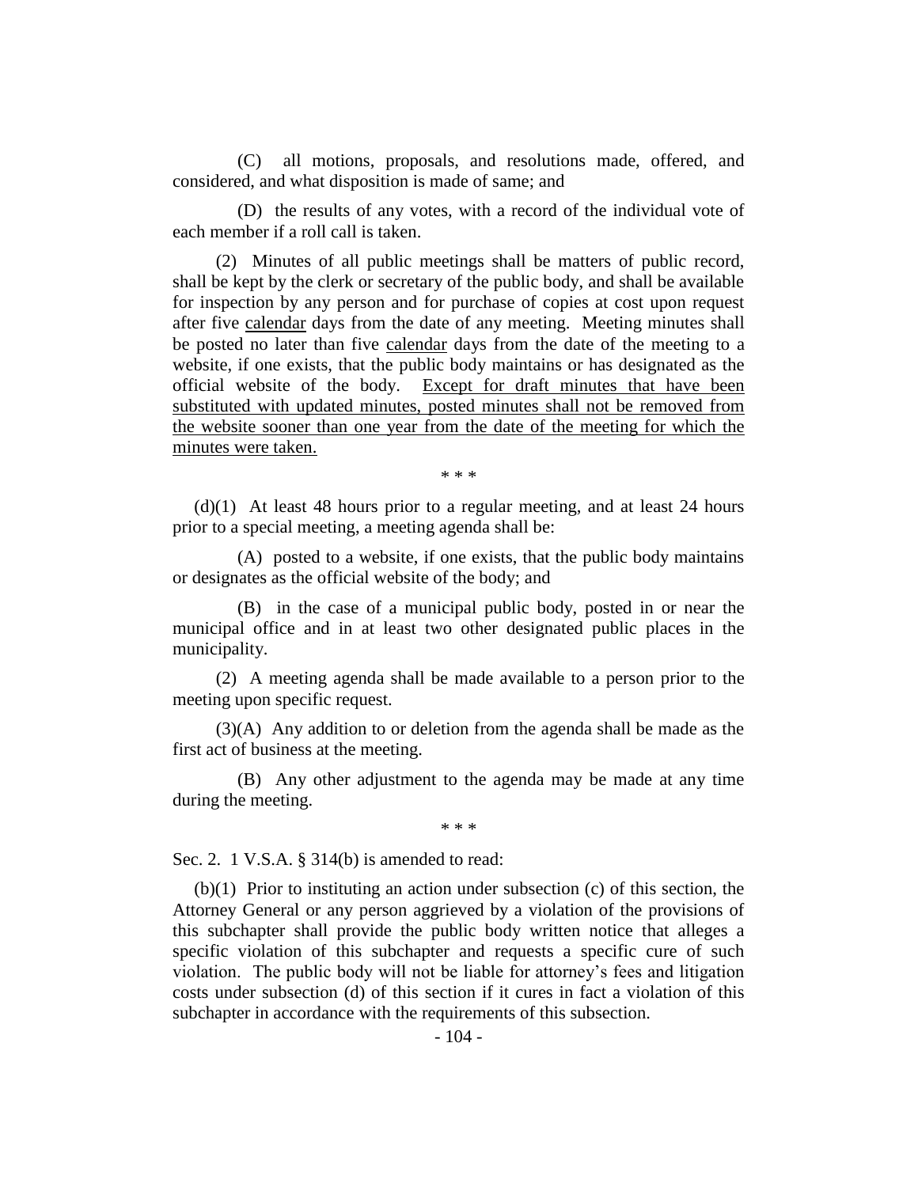(C) all motions, proposals, and resolutions made, offered, and considered, and what disposition is made of same; and

(D) the results of any votes, with a record of the individual vote of each member if a roll call is taken.

(2) Minutes of all public meetings shall be matters of public record, shall be kept by the clerk or secretary of the public body, and shall be available for inspection by any person and for purchase of copies at cost upon request after five <u>calendar</u> days from the date of any meeting. Meeting minutes shall be posted no later than five <u>calendar</u> days from the date of the meeting to a website, if one exists, that the public body maintains or has designated as the official website of the body. <u>Except for draft minutes that have been substituted with updated minutes, posted minutes shall not be removed from the website sooner than one year from the date of the meeting for which the minutes were taken.</u>

\* \* \*

(d)(1) At least 48 hours prior to a regular meeting, and at least 24 hours prior to a special meeting, a meeting agenda shall be:

(A) posted to a website, if one exists, that the public body maintains or designates as the official website of the body; and

(B) in the case of a municipal public body, posted in or near the municipal office and in at least two other designated public places in the municipality.

(2) A meeting agenda shall be made available to a person prior to the meeting upon specific request.

(3)(A) Any addition to or deletion from the agenda shall be made as the first act of business at the meeting.

(B) Any other adjustment to the agenda may be made at any time during the meeting.

\* \* \*

Sec. 2. 1 V.S.A. § 314(b) is amended to read:

(b)(1) Prior to instituting an action under subsection (c) of this section, the Attorney General or any person aggrieved by a violation of the provisions of this subchapter shall provide the public body written notice that alleges a specific violation of this subchapter and requests a specific cure of such violation. The public body will not be liable for attorney's fees and litigation costs under subsection (d) of this section if it cures in fact a violation of this subchapter in accordance with the requirements of this subsection.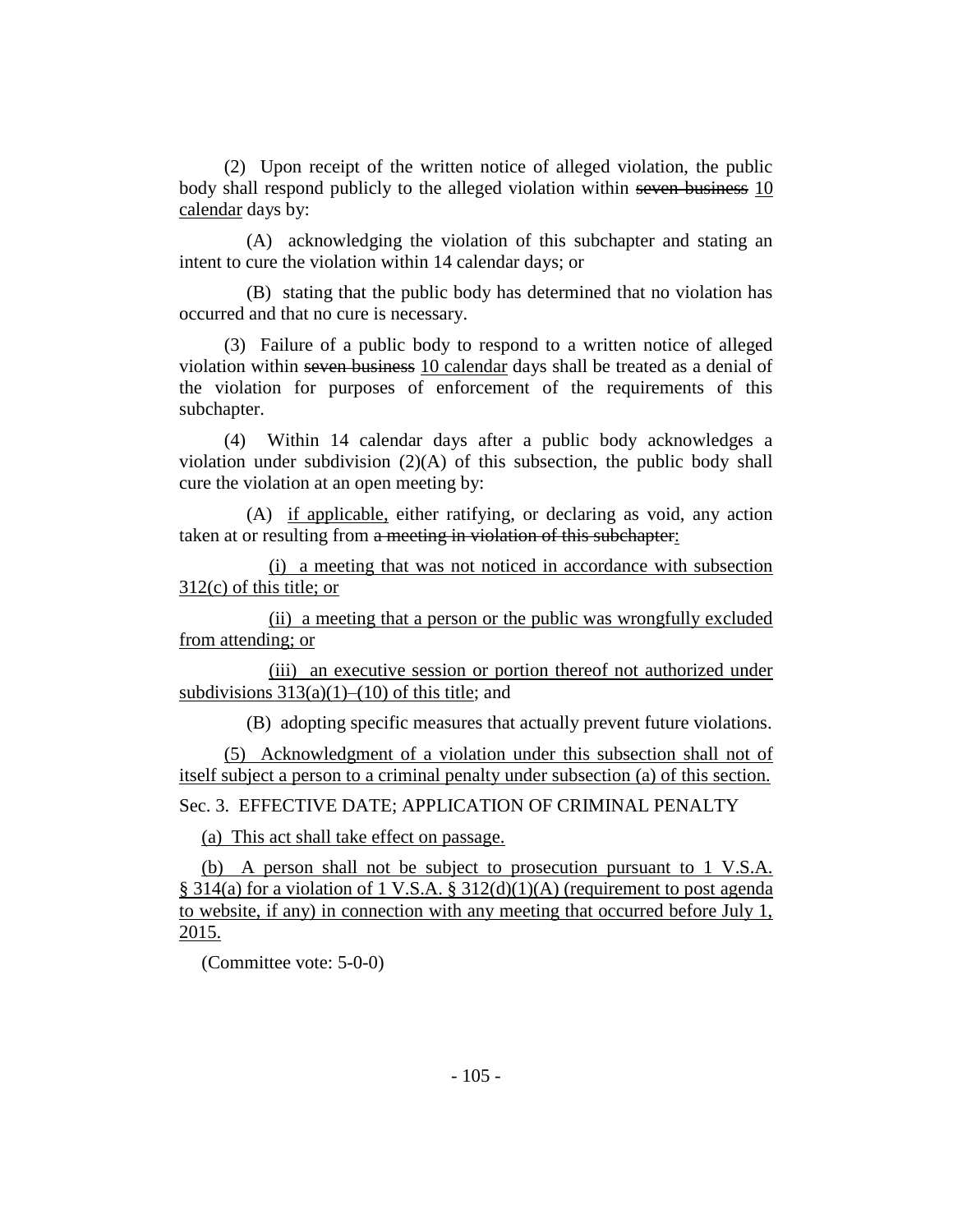(2) Upon receipt of the written notice of alleged violation, the public body shall respond publicly to the alleged violation within ~~seven business~~ <u>10 calendar</u> days by:

(A) acknowledging the violation of this subchapter and stating an intent to cure the violation within 14 calendar days; or

(B) stating that the public body has determined that no violation has occurred and that no cure is necessary.

(3) Failure of a public body to respond to a written notice of alleged violation within ~~seven business~~ <u>10 calendar</u> days shall be treated as a denial of the violation for purposes of enforcement of the requirements of this subchapter.

(4) Within 14 calendar days after a public body acknowledges a violation under subdivision (2)(A) of this subsection, the public body shall cure the violation at an open meeting by:

(A) <u>if applicable,</u> either ratifying, or declaring as void, any action taken at or resulting from ~~a meeting in violation of this subchapter~~<u>:</u>

<u>(i) a meeting that was not noticed in accordance with subsection 312(c) of this title; or</u>

<u>(ii) a meeting that a person or the public was wrongfully excluded from attending; or</u>

<u>(iii) an executive session or portion thereof not authorized under subdivisions 313(a)(1)–(10) of this title</u>; and

(B) adopting specific measures that actually prevent future violations.

<u>(5) Acknowledgment of a violation under this subsection shall not of itself subject a person to a criminal penalty under subsection (a) of this section.</u>

Sec. 3. EFFECTIVE DATE; APPLICATION OF CRIMINAL PENALTY

<u>(a) This act shall take effect on passage.</u>

<u>(b) A person shall not be subject to prosecution pursuant to 1 V.S.A. § 314(a) for a violation of 1 V.S.A. § 312(d)(1)(A) (requirement to post agenda to website, if any) in connection with any meeting that occurred before July 1, 2015.</u>

(Committee vote: 5-0-0)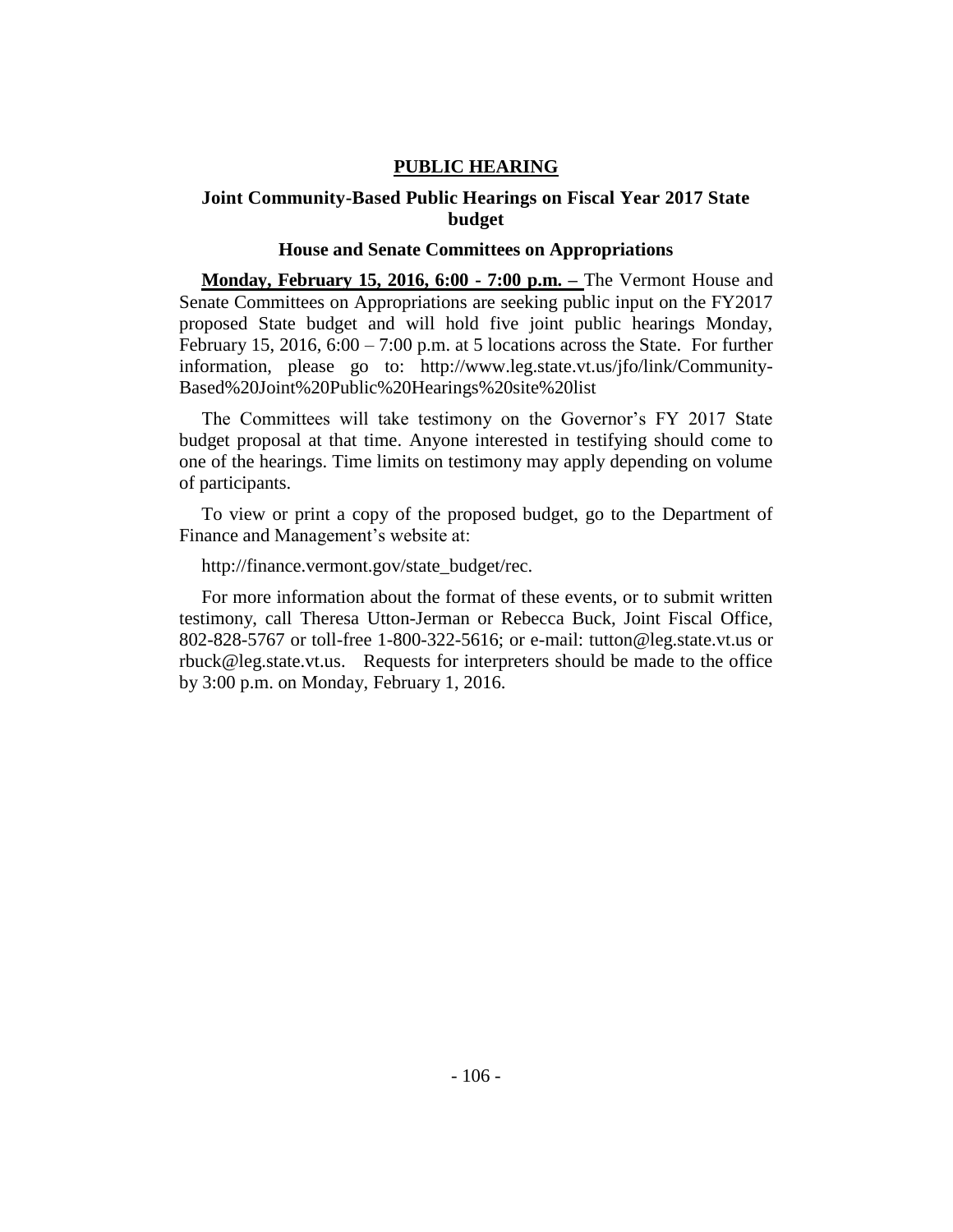## PUBLIC HEARING

### Joint Community-Based Public Hearings on Fiscal Year 2017 State budget

### House and Senate Committees on Appropriations

**Monday, February 15, 2016, 6:00 - 7:00 p.m. –** The Vermont House and Senate Committees on Appropriations are seeking public input on the FY2017 proposed State budget and will hold five joint public hearings Monday, February 15, 2016, 6:00 – 7:00 p.m. at 5 locations across the State. For further information, please go to: http://www.leg.state.vt.us/jfo/link/Community-Based%20Joint%20Public%20Hearings%20site%20list

The Committees will take testimony on the Governor's FY 2017 State budget proposal at that time. Anyone interested in testifying should come to one of the hearings. Time limits on testimony may apply depending on volume of participants.

To view or print a copy of the proposed budget, go to the Department of Finance and Management's website at:

http://finance.vermont.gov/state_budget/rec.

For more information about the format of these events, or to submit written testimony, call Theresa Utton-Jerman or Rebecca Buck, Joint Fiscal Office, 802-828-5767 or toll-free 1-800-322-5616; or e-mail: tutton@leg.state.vt.us or rbuck@leg.state.vt.us. Requests for interpreters should be made to the office by 3:00 p.m. on Monday, February 1, 2016.